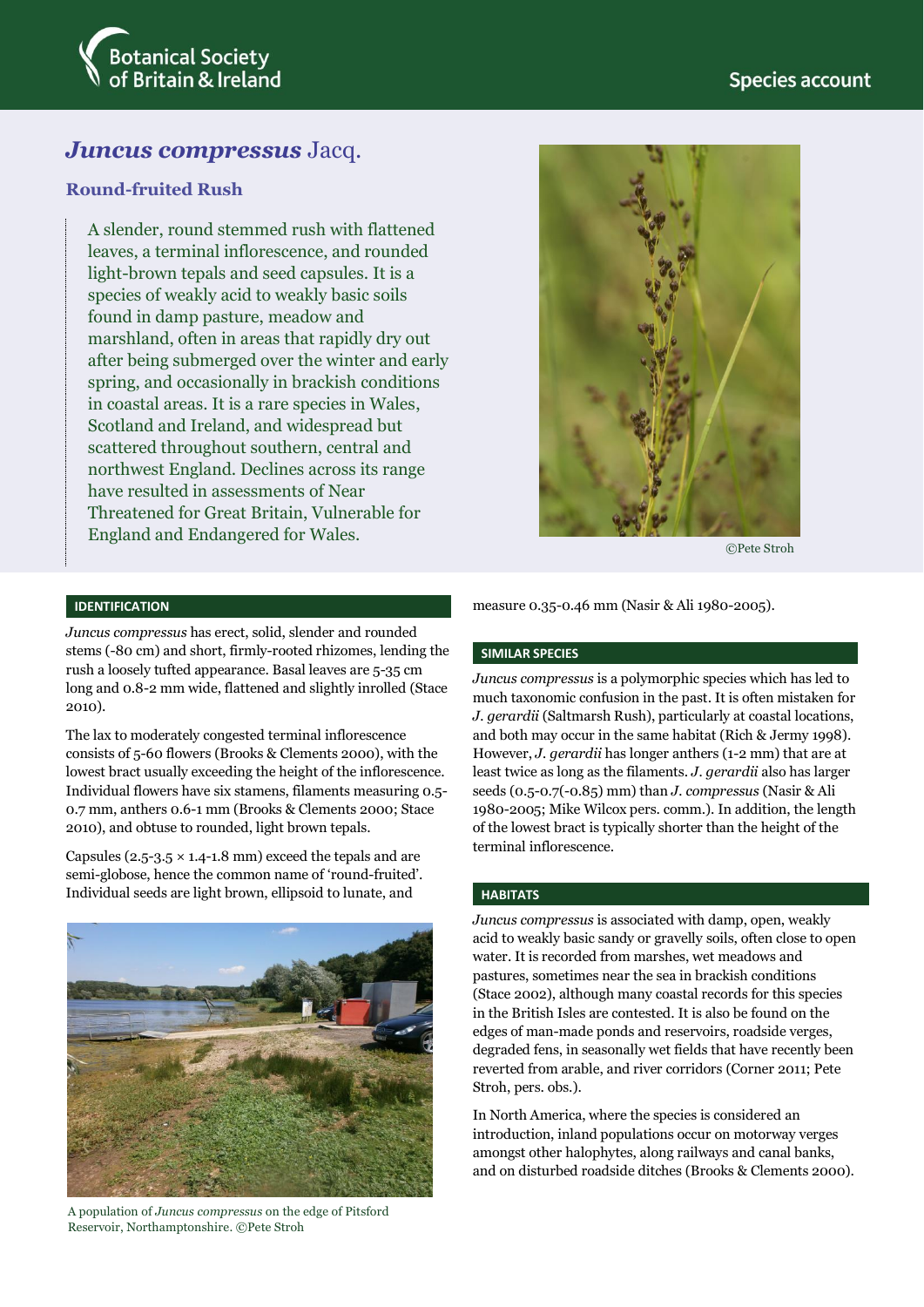# *Juncus compressus* Jacq.

## Round-fruited Rush

A slender, round stemmed rush with flattened leaves, a terminal inflorescence, and rounded light-brown tepals and seed capsules. It is a species of weakly acid to weakly basic soils found in damp pasture, meadow and marshland, often in areas that rapidly dry out after being submerged over the winter and early spring, and occasionally in brackish conditions in coastal areas. It is a rare species in Wales, Scotland and Ireland, and widespread but scattered throughout southern, central and northwest England. Declines across its range have resulted in assessments of Near Threatened for Great Britain, Vulnerable for England and Endangered for Wales.

©Pete Stroh

## IDENTIFICATION

*Juncus compressus* has erect, solid, slender and rounded stems (-80 cm) and short, firmly-rooted rhizomes, lending the rush a loosely tufted appearance. Basal leaves are 5-35 cm long and 0.8-2 mm wide, flattened and slightly inrolled (Stace 2010).

The lax to moderately congested terminal inflorescence consists of 5-60 flowers (Brooks & Clements 2000), with the lowest bract usually exceeding the height of the inflorescence. Individual flowers have six stamens, filaments measuring 0.5-0.7 mm, anthers 0.6-1 mm (Brooks & Clements 2000; Stace 2010), and obtuse to rounded, light brown tepals.

Capsules (2.5-3.5 × 1.4-1.8 mm) exceed the tepals and are semi-globose, hence the common name of 'round-fruited'. Individual seeds are light brown, ellipsoid to lunate, and measure 0.35-0.46 mm (Nasir & Ali 1980-2005).

A population of *Juncus compressus* on the edge of Pitsford Reservoir, Northamptonshire. ©Pete Stroh

## SIMILAR SPECIES

*Juncus compressus* is a polymorphic species which has led to much taxonomic confusion in the past. It is often mistaken for *J. gerardii* (Saltmarsh Rush), particularly at coastal locations, and both may occur in the same habitat (Rich & Jermy 1998). However, *J. gerardii* has longer anthers (1-2 mm) that are at least twice as long as the filaments. *J. gerardii* also has larger seeds (0.5-0.7(-0.85) mm) than *J. compressus* (Nasir & Ali 1980-2005; Mike Wilcox pers. comm.). In addition, the length of the lowest bract is typically shorter than the height of the terminal inflorescence.

## HABITATS

*Juncus compressus* is associated with damp, open, weakly acid to weakly basic sandy or gravelly soils, often close to open water. It is recorded from marshes, wet meadows and pastures, sometimes near the sea in brackish conditions (Stace 2002), although many coastal records for this species in the British Isles are contested. It is also be found on the edges of man-made ponds and reservoirs, roadside verges, degraded fens, in seasonally wet fields that have recently been reverted from arable, and river corridors (Corner 2011; Pete Stroh, pers. obs.).

In North America, where the species is considered an introduction, inland populations occur on motorway verges amongst other halophytes, along railways and canal banks, and on disturbed roadside ditches (Brooks & Clements 2000).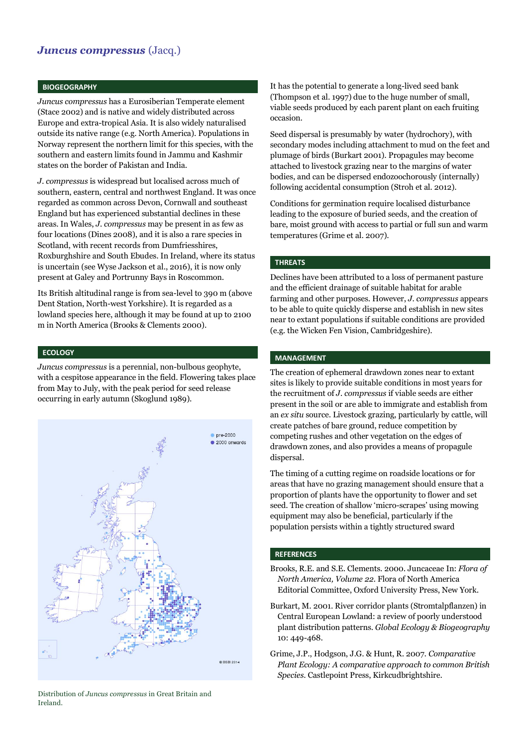# *Juncus compressus* (Jacq.)

## BIOGEOGRAPHY

*Juncus compressus* has a Eurosiberian Temperate element (Stace 2002) and is native and widely distributed across Europe and extra-tropical Asia. It is also widely naturalised outside its native range (e.g. North America). Populations in Norway represent the northern limit for this species, with the southern and eastern limits found in Jammu and Kashmir states on the border of Pakistan and India.

*J. compressus* is widespread but localised across much of southern, eastern, central and northwest England. It was once regarded as common across Devon, Cornwall and southeast England but has experienced substantial declines in these areas. In Wales, *J. compressus* may be present in as few as four locations (Dines 2008), and it is also a rare species in Scotland, with recent records from Dumfriesshires, Roxburghshire and South Ebudes. In Ireland, where its status is uncertain (see Wyse Jackson et al., 2016), it is now only present at Galey and Portrunny Bays in Roscommon.

Its British altitudinal range is from sea-level to 390 m (above Dent Station, North-west Yorkshire). It is regarded as a lowland species here, although it may be found at up to 2100 m in North America (Brooks & Clements 2000).

## ECOLOGY

*Juncus compressus* is a perennial, non-bulbous geophyte, with a cespitose appearance in the field. Flowering takes place from May to July, with the peak period for seed release occurring in early autumn (Skoglund 1989).

Distribution of *Juncus compressus* in Great Britain and Ireland.

It has the potential to generate a long-lived seed bank (Thompson et al. 1997) due to the huge number of small, viable seeds produced by each parent plant on each fruiting occasion.

Seed dispersal is presumably by water (hydrochory), with secondary modes including attachment to mud on the feet and plumage of birds (Burkart 2001). Propagules may become attached to livestock grazing near to the margins of water bodies, and can be dispersed endozoochorously (internally) following accidental consumption (Stroh et al. 2012).

Conditions for germination require localised disturbance leading to the exposure of buried seeds, and the creation of bare, moist ground with access to partial or full sun and warm temperatures (Grime et al. 2007).

## THREATS

Declines have been attributed to a loss of permanent pasture and the efficient drainage of suitable habitat for arable farming and other purposes. However, *J. compressus* appears to be able to quite quickly disperse and establish in new sites near to extant populations if suitable conditions are provided (e.g. the Wicken Fen Vision, Cambridgeshire).

## MANAGEMENT

The creation of ephemeral drawdown zones near to extant sites is likely to provide suitable conditions in most years for the recruitment of *J. compressus* if viable seeds are either present in the soil or are able to immigrate and establish from an *ex situ* source. Livestock grazing, particularly by cattle, will create patches of bare ground, reduce competition by competing rushes and other vegetation on the edges of drawdown zones, and also provides a means of propagule dispersal.

The timing of a cutting regime on roadside locations or for areas that have no grazing management should ensure that a proportion of plants have the opportunity to flower and set seed. The creation of shallow 'micro-scrapes' using mowing equipment may also be beneficial, particularly if the population persists within a tightly structured sward

## REFERENCES

Brooks, R.E. and S.E. Clements. 2000. Juncaceae In: *Flora of North America, Volume 22.* Flora of North America Editorial Committee, Oxford University Press, New York.

Burkart, M. 2001. River corridor plants (Stromtalpflanzen) in Central European Lowland: a review of poorly understood plant distribution patterns. *Global Ecology & Biogeography* 10: 449-468.

Grime, J.P., Hodgson, J.G. & Hunt, R. 2007. *Comparative Plant Ecology: A comparative approach to common British Species.* Castlepoint Press, Kirkcudbrightshire.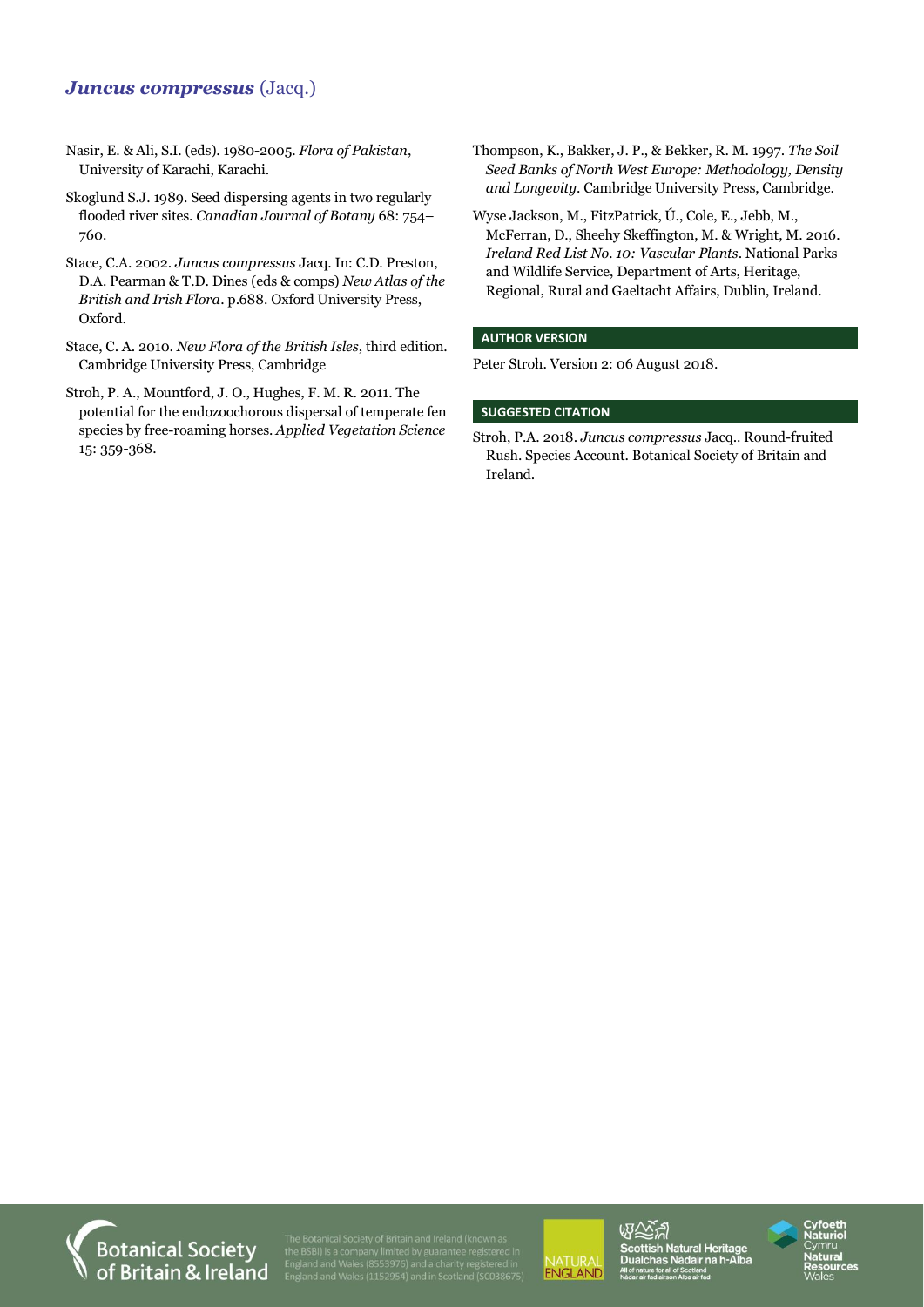Nasir, E. & Ali, S.I. (eds). 1980-2005. *Flora of Pakistan*, University of Karachi, Karachi.

Skoglund S.J. 1989. Seed dispersing agents in two regularly flooded river sites. *Canadian Journal of Botany* 68: 754–760.

Stace, C.A. 2002. *Juncus compressus* Jacq. In: C.D. Preston, D.A. Pearman & T.D. Dines (eds & comps) *New Atlas of the British and Irish Flora*. p.688. Oxford University Press, Oxford.

Stace, C. A. 2010. *New Flora of the British Isles*, third edition. Cambridge University Press, Cambridge

Stroh, P. A., Mountford, J. O., Hughes, F. M. R. 2011. The potential for the endozoochorous dispersal of temperate fen species by free-roaming horses. *Applied Vegetation Science* 15: 359-368.

Thompson, K., Bakker, J. P., & Bekker, R. M. 1997. *The Soil Seed Banks of North West Europe: Methodology, Density and Longevity*. Cambridge University Press, Cambridge.

Wyse Jackson, M., FitzPatrick, Ú., Cole, E., Jebb, M., McFerran, D., Sheehy Skeffington, M. & Wright, M. 2016. *Ireland Red List No. 10: Vascular Plants*. National Parks and Wildlife Service, Department of Arts, Heritage, Regional, Rural and Gaeltacht Affairs, Dublin, Ireland.

## AUTHOR VERSION

Peter Stroh. Version 2: 06 August 2018.

## SUGGESTED CITATION

Stroh, P.A. 2018. *Juncus compressus* Jacq.. Round-fruited Rush. Species Account. Botanical Society of Britain and Ireland.